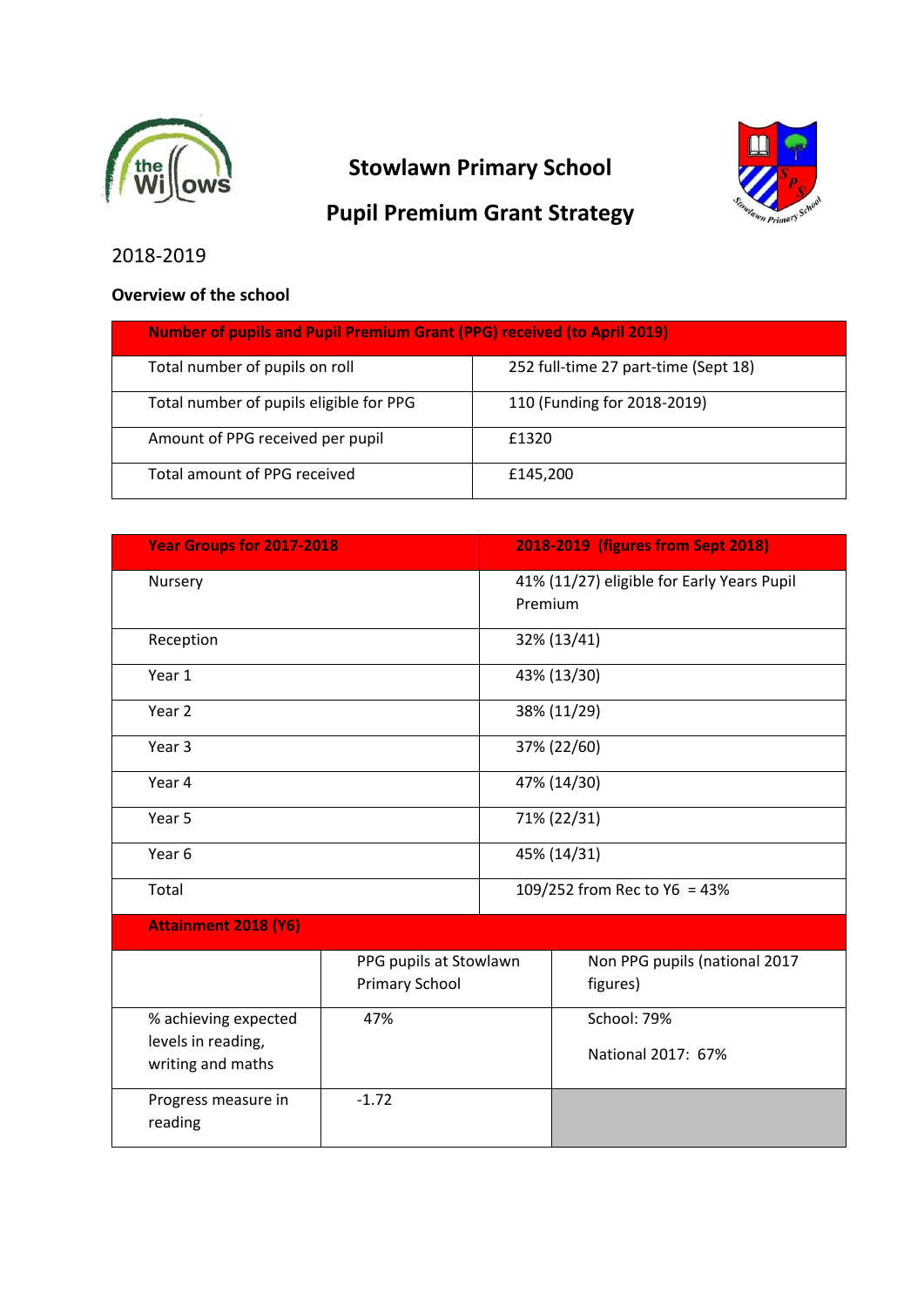# Stowlawn Primary School

## Pupil Premium Grant Strategy

2018-2019

### Overview of the school

| Number of pupils and Pupil Premium Grant (PPG) received (to April 2019) | |
|---|---|
| Total number of pupils on roll | 252 full-time 27 part-time (Sept 18) |
| Total number of pupils eligible for PPG | 110 (Funding for 2018-2019) |
| Amount of PPG received per pupil | £1320 |
| Total amount of PPG received | £145,200 |

| Year Groups for 2017-2018 | 2018-2019 (figures from Sept 2018) |
|---|---|
| Nursery | 41% (11/27) eligible for Early Years Pupil Premium |
| Reception | 32% (13/41) |
| Year 1 | 43% (13/30) |
| Year 2 | 38% (11/29) |
| Year 3 | 37% (22/60) |
| Year 4 | 47% (14/30) |
| Year 5 | 71% (22/31) |
| Year 6 | 45% (14/31) |
| Total | 109/252 from Rec to Y6 = 43% |

| Attainment 2018 (Y6) | | |
|---|---|---|
| | PPG pupils at Stowlawn Primary School | Non PPG pupils (national 2017 figures) |
| % achieving expected levels in reading, writing and maths | 47% | School: 79%<br><br>National 2017: 67% |
| Progress measure in reading | -1.72 | |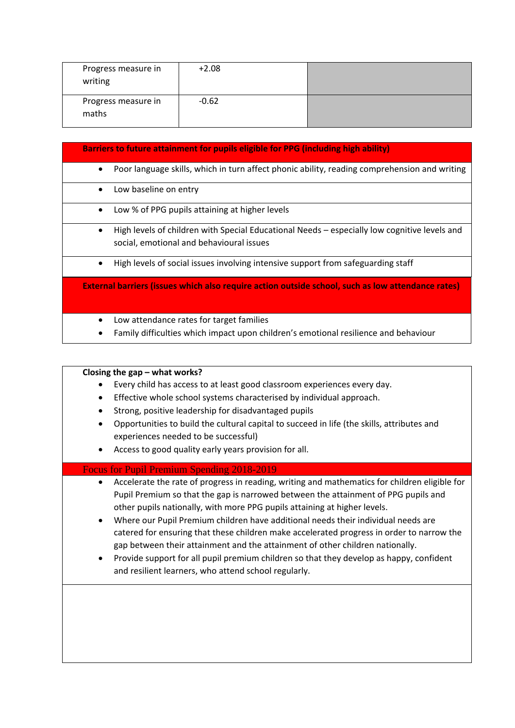| | | |
|---|---|---|
| Progress measure in writing | +2.08 | |
| Progress measure in maths | -0.62 | |

| **Barriers to future attainment for pupils eligible for PPG (including high ability)** |
|---|
| • Poor language skills, which in turn affect phonic ability, reading comprehension and writing |
| • Low baseline on entry |
| • Low % of PPG pupils attaining at higher levels |
| • High levels of children with Special Educational Needs – especially low cognitive levels and social, emotional and behavioural issues |
| • High levels of social issues involving intensive support from safeguarding staff |
| **External barriers (issues which also require action outside school, such as low attendance rates)** |
| • Low attendance rates for target families<br>• Family difficulties which impact upon children's emotional resilience and behaviour |

**Closing the gap – what works?**

- Every child has access to at least good classroom experiences every day.
- Effective whole school systems characterised by individual approach.
- Strong, positive leadership for disadvantaged pupils
- Opportunities to build the cultural capital to succeed in life (the skills, attributes and experiences needed to be successful)
- Access to good quality early years provision for all.

**Focus for Pupil Premium Spending 2018-2019**

- Accelerate the rate of progress in reading, writing and mathematics for children eligible for Pupil Premium so that the gap is narrowed between the attainment of PPG pupils and other pupils nationally, with more PPG pupils attaining at higher levels.
- Where our Pupil Premium children have additional needs their individual needs are catered for ensuring that these children make accelerated progress in order to narrow the gap between their attainment and the attainment of other children nationally.
- Provide support for all pupil premium children so that they develop as happy, confident and resilient learners, who attend school regularly.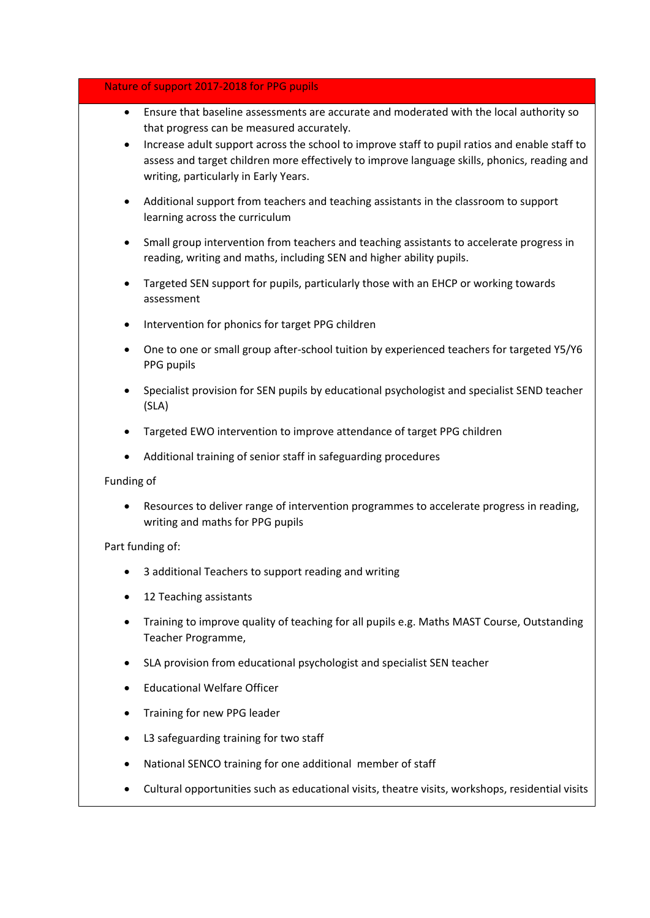## Nature of support 2017-2018 for PPG pupils

- Ensure that baseline assessments are accurate and moderated with the local authority so that progress can be measured accurately.
- Increase adult support across the school to improve staff to pupil ratios and enable staff to assess and target children more effectively to improve language skills, phonics, reading and writing, particularly in Early Years.
- Additional support from teachers and teaching assistants in the classroom to support learning across the curriculum
- Small group intervention from teachers and teaching assistants to accelerate progress in reading, writing and maths, including SEN and higher ability pupils.
- Targeted SEN support for pupils, particularly those with an EHCP or working towards assessment
- Intervention for phonics for target PPG children
- One to one or small group after-school tuition by experienced teachers for targeted Y5/Y6 PPG pupils
- Specialist provision for SEN pupils by educational psychologist and specialist SEND teacher (SLA)
- Targeted EWO intervention to improve attendance of target PPG children
- Additional training of senior staff in safeguarding procedures

Funding of

- Resources to deliver range of intervention programmes to accelerate progress in reading, writing and maths for PPG pupils

Part funding of:

- 3 additional Teachers to support reading and writing
- 12 Teaching assistants
- Training to improve quality of teaching for all pupils e.g. Maths MAST Course, Outstanding Teacher Programme,
- SLA provision from educational psychologist and specialist SEN teacher
- Educational Welfare Officer
- Training for new PPG leader
- L3 safeguarding training for two staff
- National SENCO training for one additional member of staff
- Cultural opportunities such as educational visits, theatre visits, workshops, residential visits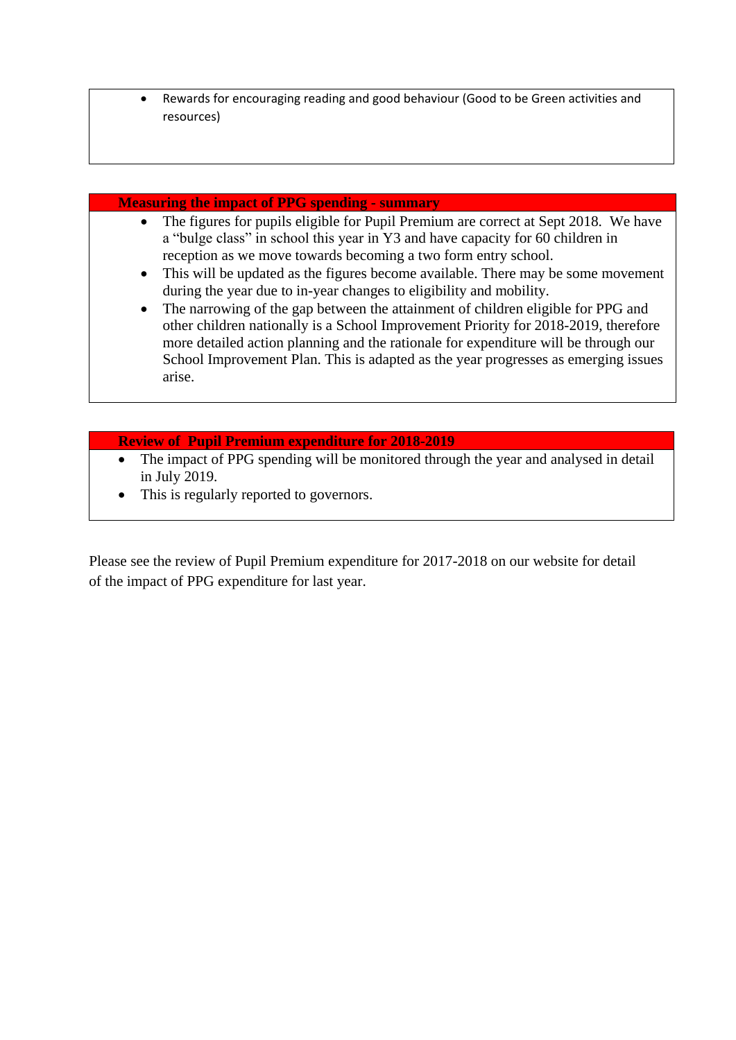- Rewards for encouraging reading and good behaviour (Good to be Green activities and resources)

## Measuring the impact of PPG spending - summary

- The figures for pupils eligible for Pupil Premium are correct at Sept 2018. We have a "bulge class" in school this year in Y3 and have capacity for 60 children in reception as we move towards becoming a two form entry school.
- This will be updated as the figures become available. There may be some movement during the year due to in-year changes to eligibility and mobility.
- The narrowing of the gap between the attainment of children eligible for PPG and other children nationally is a School Improvement Priority for 2018-2019, therefore more detailed action planning and the rationale for expenditure will be through our School Improvement Plan. This is adapted as the year progresses as emerging issues arise.

## Review of Pupil Premium expenditure for 2018-2019

- The impact of PPG spending will be monitored through the year and analysed in detail in July 2019.
- This is regularly reported to governors.

Please see the review of Pupil Premium expenditure for 2017-2018 on our website for detail of the impact of PPG expenditure for last year.